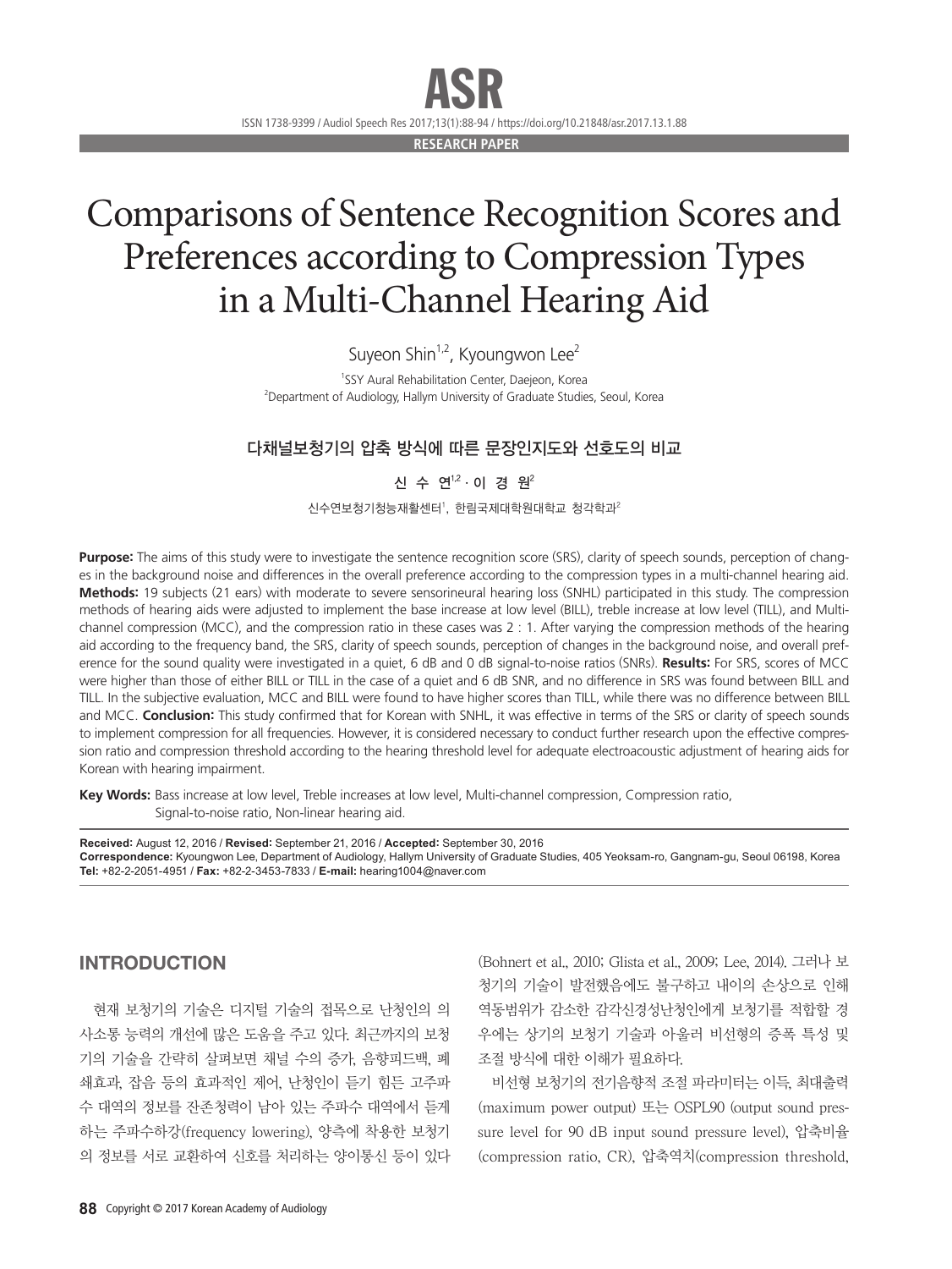RESEARCH PAPER

# Comparisons of Sentence Recognition Scores and Preferences according to Compression Types in a Multi-Channel Hearing Aid

Suyeon Shin[1,2], Kyoungwon Lee[2]

[1]SSY Aural Rehabilitation Center, Daejeon, Korea
[2]Department of Audiology, Hallym University of Graduate Studies, Seoul, Korea

## 다채널보청기의 압축 방식에 따른 문장인지도와 선호도의 비교

신 수 연[1,2] · 이 경 원[2]

신수연보청기청능재활센터[1], 한림국제대학원대학교 청각학과[2]

**Purpose:** The aims of this study were to investigate the sentence recognition score (SRS), clarity of speech sounds, perception of changes in the background noise and differences in the overall preference according to the compression types in a multi-channel hearing aid. **Methods:** 19 subjects (21 ears) with moderate to severe sensorineural hearing loss (SNHL) participated in this study. The compression methods of hearing aids were adjusted to implement the base increase at low level (BILL), treble increase at low level (TILL), and Multi-channel compression (MCC), and the compression ratio in these cases was 2 : 1. After varying the compression methods of the hearing aid according to the frequency band, the SRS, clarity of speech sounds, perception of changes in the background noise, and overall preference for the sound quality were investigated in a quiet, 6 dB and 0 dB signal-to-noise ratios (SNRs). **Results:** For SRS, scores of MCC were higher than those of either BILL or TILL in the case of a quiet and 6 dB SNR, and no difference in SRS was found between BILL and TILL. In the subjective evaluation, MCC and BILL were found to have higher scores than TILL, while there was no difference between BILL and MCC. **Conclusion:** This study confirmed that for Korean with SNHL, it was effective in terms of the SRS or clarity of speech sounds to implement compression for all frequencies. However, it is considered necessary to conduct further research upon the effective compression ratio and compression threshold according to the hearing threshold level for adequate electroacoustic adjustment of hearing aids for Korean with hearing impairment.

**Key Words:** Bass increase at low level, Treble increases at low level, Multi-channel compression, Compression ratio, Signal-to-noise ratio, Non-linear hearing aid.

**Received:** August 12, 2016 / **Revised:** September 21, 2016 / **Accepted:** September 30, 2016
**Correspondence:** Kyoungwon Lee, Department of Audiology, Hallym University of Graduate Studies, 405 Yeoksam-ro, Gangnam-gu, Seoul 06198, Korea
**Tel:** +82-2-2051-4951 / **Fax:** +82-2-3453-7833 / **E-mail:** hearing1004@naver.com

## INTRODUCTION

현재 보청기의 기술은 디지털 기술의 접목으로 난청인의 의사소통 능력의 개선에 많은 도움을 주고 있다. 최근까지의 보청기의 기술을 간략히 살펴보면 채널 수의 증가, 음향피드백, 폐쇄효과, 잡음 등의 효과적인 제어, 난청인이 듣기 힘든 고주파수 대역의 정보를 잔존청력이 남아 있는 주파수 대역에서 듣게 하는 주파수하강(frequency lowering), 양측에 착용한 보청기의 정보를 서로 교환하여 신호를 처리하는 양이통신 등이 있다(Bohnert et al., 2010; Glista et al., 2009; Lee, 2014). 그러나 보청기의 기술이 발전했음에도 불구하고 내이의 손상으로 인해 역동범위가 감소한 감각신경성난청인에게 보청기를 적합할 경우에는 상기의 보청기 기술과 아울러 비선형의 증폭 특성 및 조절 방식에 대한 이해가 필요하다.

비선형 보청기의 전기음향적 조절 파라미터는 이득, 최대출력(maximum power output) 또는 OSPL90 (output sound pressure level for 90 dB input sound pressure level), 압축비율(compression ratio, CR), 압축역치(compression threshold,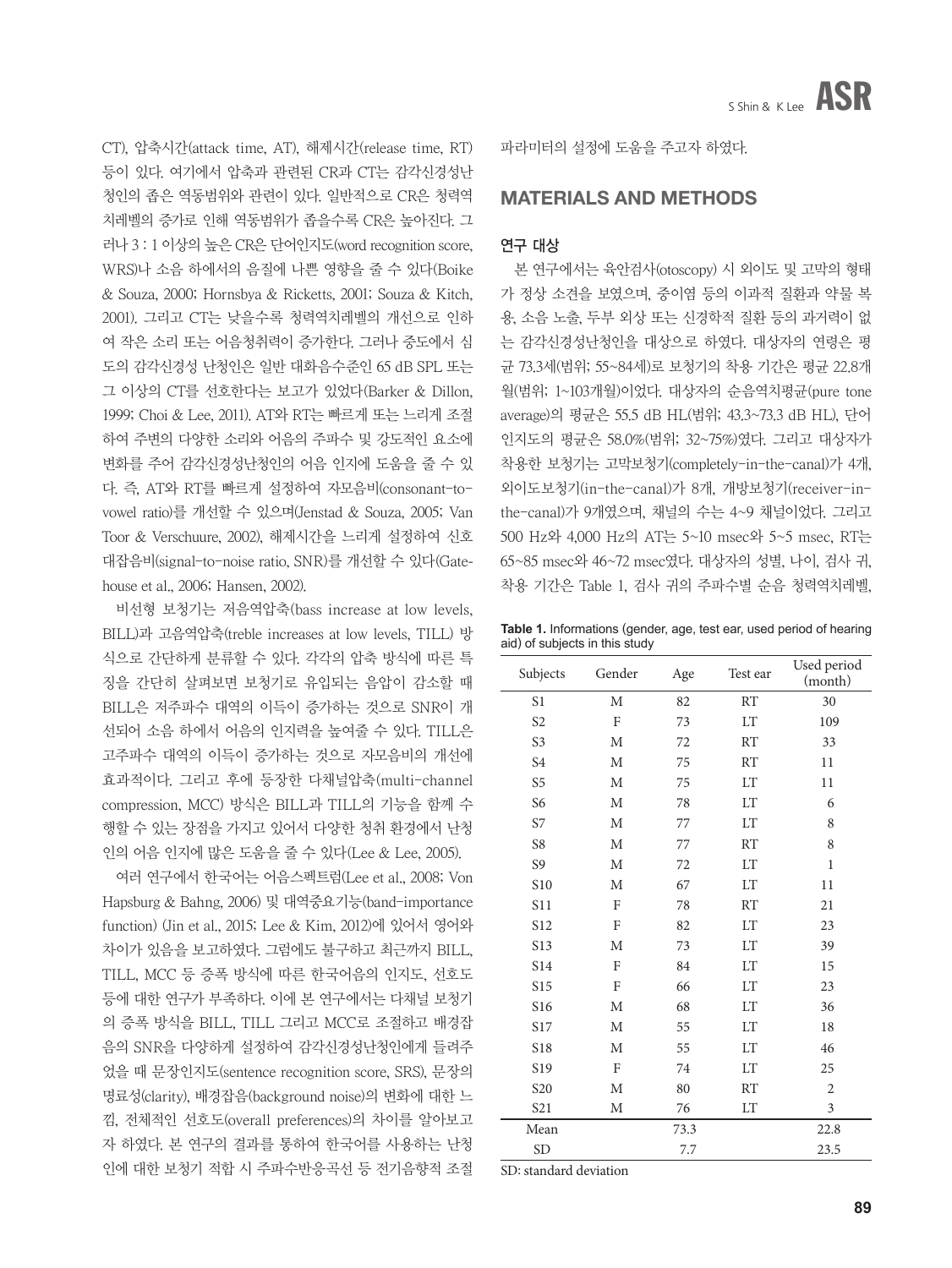CT), 압축시간(attack time, AT), 해제시간(release time, RT) 등이 있다. 여기에서 압축과 관련된 CR과 CT는 감각신경성난청인의 좁은 역동범위와 관련이 있다. 일반적으로 CR은 청력역치레벨의 증가로 인해 역동범위가 좁을수록 CR은 높아진다. 그러나 3 : 1 이상의 높은 CR은 단어인지도(word recognition score, WRS)나 소음 하에서의 음질에 나쁜 영향을 줄 수 있다(Boike & Souza, 2000; Hornsbya & Ricketts, 2001; Souza & Kitch, 2001). 그리고 CT는 낮을수록 청력역치레벨의 개선으로 인하여 작은 소리 또는 어음청취력이 증가한다. 그러나 중도에서 심도의 감각신경성 난청인은 일반 대화음수준인 65 dB SPL 또는 그 이상의 CT를 선호한다는 보고가 있었다(Barker & Dillon, 1999; Choi & Lee, 2011). AT와 RT는 빠르게 또는 느리게 조절하여 주변의 다양한 소리와 어음의 주파수 및 강도적인 요소에 변화를 주어 감각신경성난청인의 어음 인지에 도움을 줄 수 있다. 즉, AT와 RT를 빠르게 설정하여 자모음비(consonant-to-vowel ratio)를 개선할 수 있으며(Jenstad & Souza, 2005; Van Toor & Verschuure, 2002), 해제시간을 느리게 설정하여 신호대잡음비(signal-to-noise ratio, SNR)를 개선할 수 있다(Gatehouse et al., 2006; Hansen, 2002).

비선형 보청기는 저음역압축(bass increase at low levels, BILL)과 고음역압축(treble increases at low levels, TILL) 방식으로 간단하게 분류할 수 있다. 각각의 압축 방식에 따른 특징을 간단히 살펴보면 보청기로 유입되는 음압이 감소할 때 BILL은 저주파수 대역의 이득이 증가하는 것으로 SNR이 개선되어 소음 하에서 어음의 인지력을 높여줄 수 있다. TILL은 고주파수 대역의 이득이 증가하는 것으로 자모음비의 개선에 효과적이다. 그리고 후에 등장한 다채널압축(multi-channel compression, MCC) 방식은 BILL과 TILL의 기능을 함께 수행할 수 있는 장점을 가지고 있어서 다양한 청취 환경에서 난청인의 어음 인지에 많은 도움을 줄 수 있다(Lee & Lee, 2005).

여러 연구에서 한국어는 어음스펙트럼(Lee et al., 2008; Von Hapsburg & Bahng, 2006) 및 대역중요기능(band-importance function) (Jin et al., 2015; Lee & Kim, 2012)에 있어서 영어와 차이가 있음을 보고하였다. 그럼에도 불구하고 최근까지 BILL, TILL, MCC 등 증폭 방식에 따른 한국어음의 인지도, 선호도 등에 대한 연구가 부족하다. 이에 본 연구에서는 다채널 보청기의 증폭 방식을 BILL, TILL 그리고 MCC로 조절하고 배경잡음의 SNR을 다양하게 설정하여 감각신경성난청인에게 들려주었을 때 문장인지도(sentence recognition score, SRS), 문장의 명료성(clarity), 배경잡음(background noise)의 변화에 대한 느낌, 전체적인 선호도(overall preferences)의 차이를 알아보고자 하였다. 본 연구의 결과를 통하여 한국어를 사용하는 난청인에 대한 보청기 적합 시 주파수반응곡선 등 전기음향적 조절 파라미터의 설정에 도움을 주고자 하였다.

## MATERIALS AND METHODS

### 연구 대상

본 연구에서는 육안검사(otoscopy) 시 외이도 및 고막의 형태가 정상 소견을 보였으며, 중이염 등의 이과적 질환과 약물 복용, 소음 노출, 두부 외상 또는 신경학적 질환 등의 과거력이 없는 감각신경성난청인을 대상으로 하였다. 대상자의 연령은 평균 73.3세(범위; 55~84세)로 보청기의 착용 기간은 평균 22.8개월(범위; 1~103개월)이었다. 대상자의 순음역치평균(pure tone average)의 평균은 55.5 dB HL(범위; 43.3~73.3 dB HL), 단어인지도의 평균은 58.0%(범위; 32~75%)였다. 그리고 대상자가 착용한 보청기는 고막보청기(completely-in-the-canal)가 4개, 외이도보청기(in-the-canal)가 8개, 개방보청기(receiver-in-the-canal)가 9개였으며, 채널의 수는 4~9 채널이었다. 그리고 500 Hz와 4,000 Hz의 AT는 5~10 msec와 5~5 msec, RT는 65~85 msec와 46~72 msec였다. 대상자의 성별, 나이, 검사 귀, 착용 기간은 Table 1, 검사 귀의 주파수별 순음 청력역치레벨,

**Table 1.** Informations (gender, age, test ear, used period of hearing aid) of subjects in this study

| Subjects | Gender | Age | Test ear | Used period (month) |
|---|---|---|---|---|
| S1 | M | 82 | RT | 30 |
| S2 | F | 73 | LT | 109 |
| S3 | M | 72 | RT | 33 |
| S4 | M | 75 | RT | 11 |
| S5 | M | 75 | LT | 11 |
| S6 | M | 78 | LT | 6 |
| S7 | M | 77 | LT | 8 |
| S8 | M | 77 | RT | 8 |
| S9 | M | 72 | LT | 1 |
| S10 | M | 67 | LT | 11 |
| S11 | F | 78 | RT | 21 |
| S12 | F | 82 | LT | 23 |
| S13 | M | 73 | LT | 39 |
| S14 | F | 84 | LT | 15 |
| S15 | F | 66 | LT | 23 |
| S16 | M | 68 | LT | 36 |
| S17 | M | 55 | LT | 18 |
| S18 | M | 55 | LT | 46 |
| S19 | F | 74 | LT | 25 |
| S20 | M | 80 | RT | 2 |
| S21 | M | 76 | LT | 3 |
| Mean | | 73.3 | | 22.8 |
| SD | | 7.7 | | 23.5 |

SD: standard deviation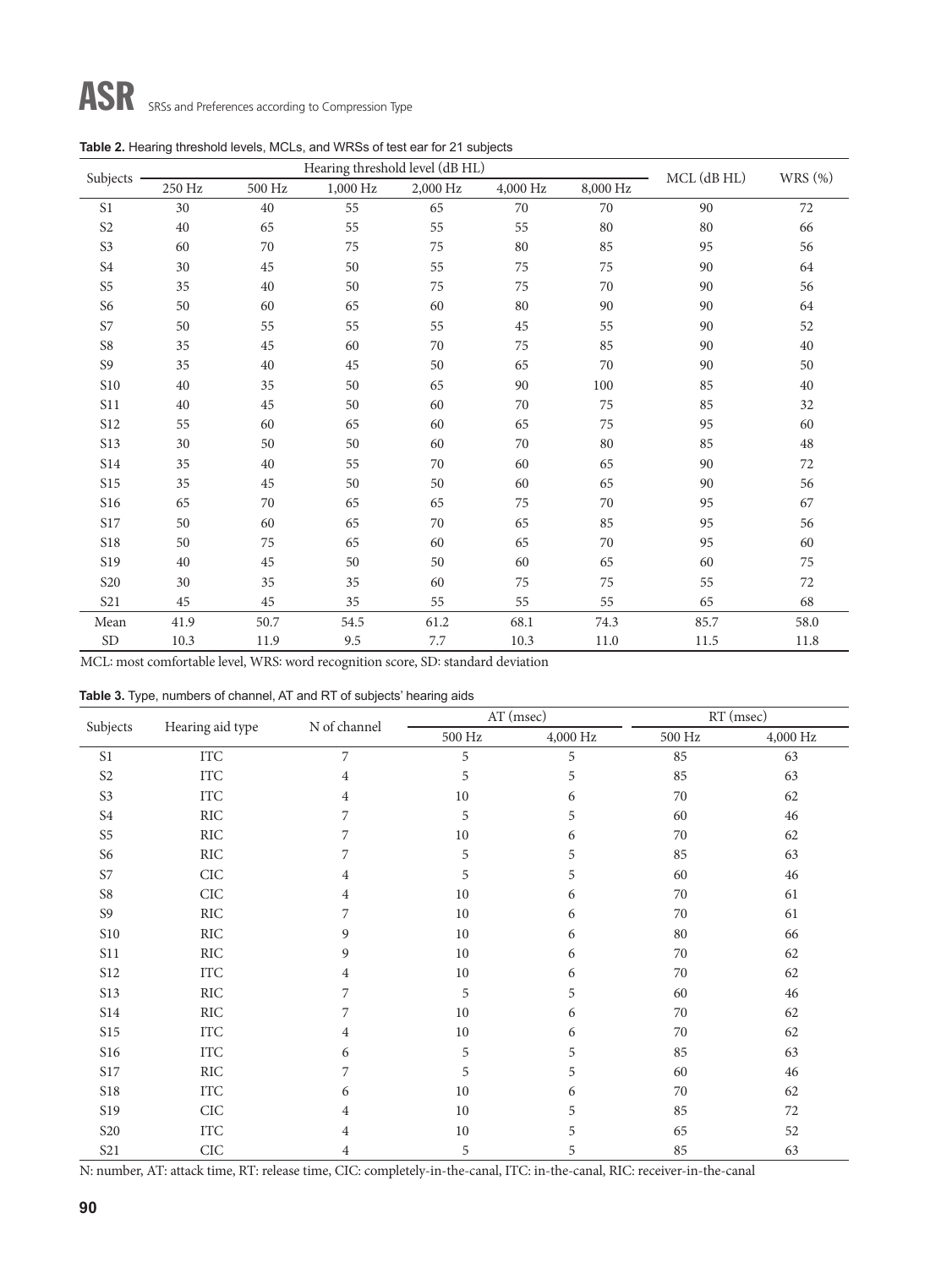**Table 2.** Hearing threshold levels, MCLs, and WRSs of test ear for 21 subjects

| Subjects | Hearing threshold level (dB HL) | | | | | | MCL (dB HL) | WRS (%) |
|---|---|---|---|---|---|---|---|---|
| | 250 Hz | 500 Hz | 1,000 Hz | 2,000 Hz | 4,000 Hz | 8,000 Hz | | |
| S1 | 30 | 40 | 55 | 65 | 70 | 70 | 90 | 72 |
| S2 | 40 | 65 | 55 | 55 | 55 | 80 | 80 | 66 |
| S3 | 60 | 70 | 75 | 75 | 80 | 85 | 95 | 56 |
| S4 | 30 | 45 | 50 | 55 | 75 | 75 | 90 | 64 |
| S5 | 35 | 40 | 50 | 75 | 75 | 70 | 90 | 56 |
| S6 | 50 | 60 | 65 | 60 | 80 | 90 | 90 | 64 |
| S7 | 50 | 55 | 55 | 55 | 45 | 55 | 90 | 52 |
| S8 | 35 | 45 | 60 | 70 | 75 | 85 | 90 | 40 |
| S9 | 35 | 40 | 45 | 50 | 65 | 70 | 90 | 50 |
| S10 | 40 | 35 | 50 | 65 | 90 | 100 | 85 | 40 |
| S11 | 40 | 45 | 50 | 60 | 70 | 75 | 85 | 32 |
| S12 | 55 | 60 | 65 | 60 | 65 | 75 | 95 | 60 |
| S13 | 30 | 50 | 50 | 60 | 70 | 80 | 85 | 48 |
| S14 | 35 | 40 | 55 | 70 | 60 | 65 | 90 | 72 |
| S15 | 35 | 45 | 50 | 50 | 60 | 65 | 90 | 56 |
| S16 | 65 | 70 | 65 | 65 | 75 | 70 | 95 | 67 |
| S17 | 50 | 60 | 65 | 70 | 65 | 85 | 95 | 56 |
| S18 | 50 | 75 | 65 | 60 | 65 | 70 | 95 | 60 |
| S19 | 40 | 45 | 50 | 50 | 60 | 65 | 60 | 75 |
| S20 | 30 | 35 | 35 | 60 | 75 | 75 | 55 | 72 |
| S21 | 45 | 45 | 35 | 55 | 55 | 55 | 65 | 68 |
| Mean | 41.9 | 50.7 | 54.5 | 61.2 | 68.1 | 74.3 | 85.7 | 58.0 |
| SD | 10.3 | 11.9 | 9.5 | 7.7 | 10.3 | 11.0 | 11.5 | 11.8 |

MCL: most comfortable level, WRS: word recognition score, SD: standard deviation

**Table 3.** Type, numbers of channel, AT and RT of subjects' hearing aids

| Subjects | Hearing aid type | N of channel | AT (msec) | | RT (msec) | |
|---|---|---|---|---|---|---|
| | | | 500 Hz | 4,000 Hz | 500 Hz | 4,000 Hz |
| S1 | ITC | 7 | 5 | 5 | 85 | 63 |
| S2 | ITC | 4 | 5 | 5 | 85 | 63 |
| S3 | ITC | 4 | 10 | 6 | 70 | 62 |
| S4 | RIC | 7 | 5 | 5 | 60 | 46 |
| S5 | RIC | 7 | 10 | 6 | 70 | 62 |
| S6 | RIC | 7 | 5 | 5 | 85 | 63 |
| S7 | CIC | 4 | 5 | 5 | 60 | 46 |
| S8 | CIC | 4 | 10 | 6 | 70 | 61 |
| S9 | RIC | 7 | 10 | 6 | 70 | 61 |
| S10 | RIC | 9 | 10 | 6 | 80 | 66 |
| S11 | RIC | 9 | 10 | 6 | 70 | 62 |
| S12 | ITC | 4 | 10 | 6 | 70 | 62 |
| S13 | RIC | 7 | 5 | 5 | 60 | 46 |
| S14 | RIC | 7 | 10 | 6 | 70 | 62 |
| S15 | ITC | 4 | 10 | 6 | 70 | 62 |
| S16 | ITC | 6 | 5 | 5 | 85 | 63 |
| S17 | RIC | 7 | 5 | 5 | 60 | 46 |
| S18 | ITC | 6 | 10 | 6 | 70 | 62 |
| S19 | CIC | 4 | 10 | 5 | 85 | 72 |
| S20 | ITC | 4 | 10 | 5 | 65 | 52 |
| S21 | CIC | 4 | 5 | 5 | 85 | 63 |

N: number, AT: attack time, RT: release time, CIC: completely-in-the-canal, ITC: in-the-canal, RIC: receiver-in-the-canal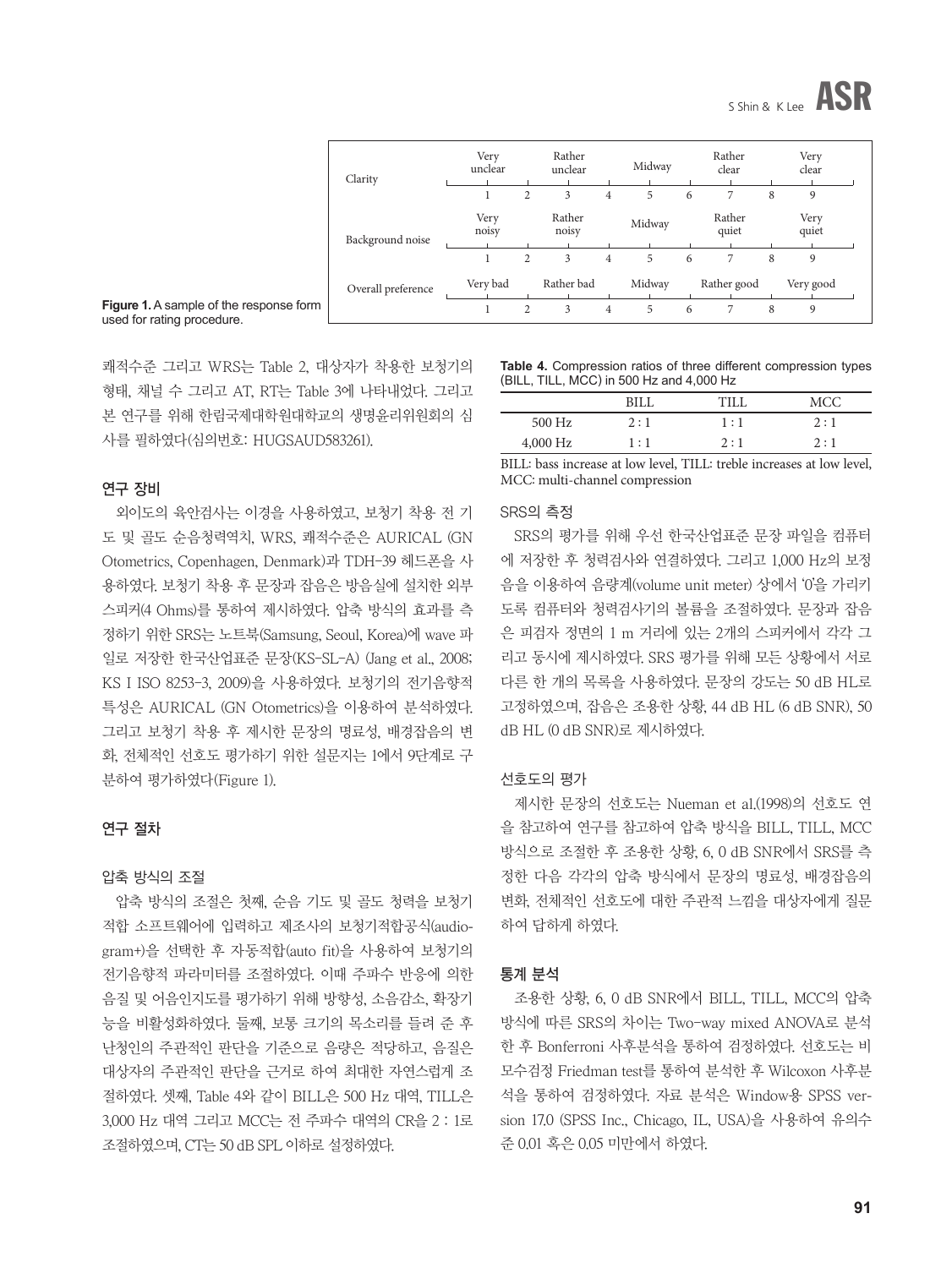| Clarity | Very unclear | | Rather unclear | | Midway | | Rather clear | | Very clear |
|---|---|---|---|---|---|---|---|---|---|
| | 1 | 2 | 3 | 4 | 5 | 6 | 7 | 8 | 9 |
| Background noise | Very noisy | | Rather noisy | | Midway | | Rather quiet | | Very quiet |
| | 1 | 2 | 3 | 4 | 5 | 6 | 7 | 8 | 9 |
| Overall preference | Very bad | | Rather bad | | Midway | | Rather good | | Very good |
| | 1 | 2 | 3 | 4 | 5 | 6 | 7 | 8 | 9 |

**Figure 1.** A sample of the response form used for rating procedure.

쾌적수준 그리고 WRS는 Table 2, 대상자가 착용한 보청기의 형태, 채널 수 그리고 AT, RT는 Table 3에 나타내었다. 그리고 본 연구를 위해 한림국제대학원대학교의 생명윤리위원회의 심사를 필하였다(심의번호: HUGSAUD583261).

### 연구 장비

외이도의 육안검사는 이경을 사용하였고, 보청기 착용 전 기도 및 골도 순음청력역치, WRS, 쾌적수준은 AURICAL (GN Otometrics, Copenhagen, Denmark)과 TDH-39 헤드폰을 사용하였다. 보청기 착용 후 문장과 잡음은 방음실에 설치한 외부 스피커(4 Ohms)를 통하여 제시하였다. 압축 방식의 효과를 측정하기 위한 SRS는 노트북(Samsung, Seoul, Korea)에 wave 파일로 저장한 한국산업표준 문장(KS-SL-A) (Jang et al., 2008; KS I ISO 8253-3, 2009)을 사용하였다. 보청기의 전기음향적 특성은 AURICAL (GN Otometrics)을 이용하여 분석하였다. 그리고 보청기 착용 후 제시한 문장의 명료성, 배경잡음의 변화, 전체적인 선호도 평가하기 위한 설문지는 1에서 9단계로 구분하여 평가하였다(Figure 1).

### 연구 절차

#### 압축 방식의 조절

압축 방식의 조절은 첫째, 순음 기도 및 골도 청력을 보청기 적합 소프트웨어에 입력하고 제조사의 보청기적합공식(audiogram+)을 선택한 후 자동적합(auto fit)을 사용하여 보청기의 전기음향적 파라미터를 조절하였다. 이때 주파수 반응에 의한 음질 및 어음인지도를 평가하기 위해 방향성, 소음감소, 확장기능을 비활성화하였다. 둘째, 보통 크기의 목소리를 들려 준 후 난청인의 주관적인 판단을 기준으로 음량은 적당하고, 음질은 대상자의 주관적인 판단을 근거로 하여 최대한 자연스럽게 조절하였다. 셋째, Table 4와 같이 BILL은 500 Hz 대역, TILL은 3,000 Hz 대역 그리고 MCC는 전 주파수 대역의 CR을 2 : 1로 조절하였으며, CT는 50 dB SPL 이하로 설정하였다.

**Table 4.** Compression ratios of three different compression types (BILL, TILL, MCC) in 500 Hz and 4,000 Hz

| | BILL | TILL | MCC |
|---|---|---|---|
| 500 Hz | 2 : 1 | 1 : 1 | 2 : 1 |
| 4,000 Hz | 1 : 1 | 2 : 1 | 2 : 1 |

BILL: bass increase at low level, TILL: treble increases at low level, MCC: multi-channel compression

#### SRS의 측정

SRS의 평가를 위해 우선 한국산업표준 문장 파일을 컴퓨터에 저장한 후 청력검사와 연결하였다. 그리고 1,000 Hz의 보정음을 이용하여 음량계(volume unit meter) 상에서 '0'을 가리키도록 컴퓨터와 청력검사기의 볼륨을 조절하였다. 문장과 잡음은 피검자 정면의 1 m 거리에 있는 2개의 스피커에서 각각 그리고 동시에 제시하였다. SRS 평가를 위해 모든 상황에서 서로 다른 한 개의 목록을 사용하였다. 문장의 강도는 50 dB HL로 고정하였으며, 잡음은 조용한 상황, 44 dB HL (6 dB SNR), 50 dB HL (0 dB SNR)로 제시하였다.

#### 선호도의 평가

제시한 문장의 선호도는 Nueman et al.(1998)의 선호도 연을 참고하여 연구를 참고하여 압축 방식을 BILL, TILL, MCC 방식으로 조절한 후 조용한 상황, 6, 0 dB SNR에서 SRS를 측정한 다음 각각의 압축 방식에서 문장의 명료성, 배경잡음의 변화, 전체적인 선호도에 대한 주관적 느낌을 대상자에게 질문하여 답하게 하였다.

### 통계 분석

조용한 상황, 6, 0 dB SNR에서 BILL, TILL, MCC의 압축 방식에 따른 SRS의 차이는 Two-way mixed ANOVA로 분석한 후 Bonferroni 사후분석을 통하여 검정하였다. 선호도는 비모수검정 Friedman test를 통하여 분석한 후 Wilcoxon 사후분석을 통하여 검정하였다. 자료 분석은 Window용 SPSS version 17.0 (SPSS Inc., Chicago, IL, USA)을 사용하여 유의수준 0.01 혹은 0.05 미만에서 하였다.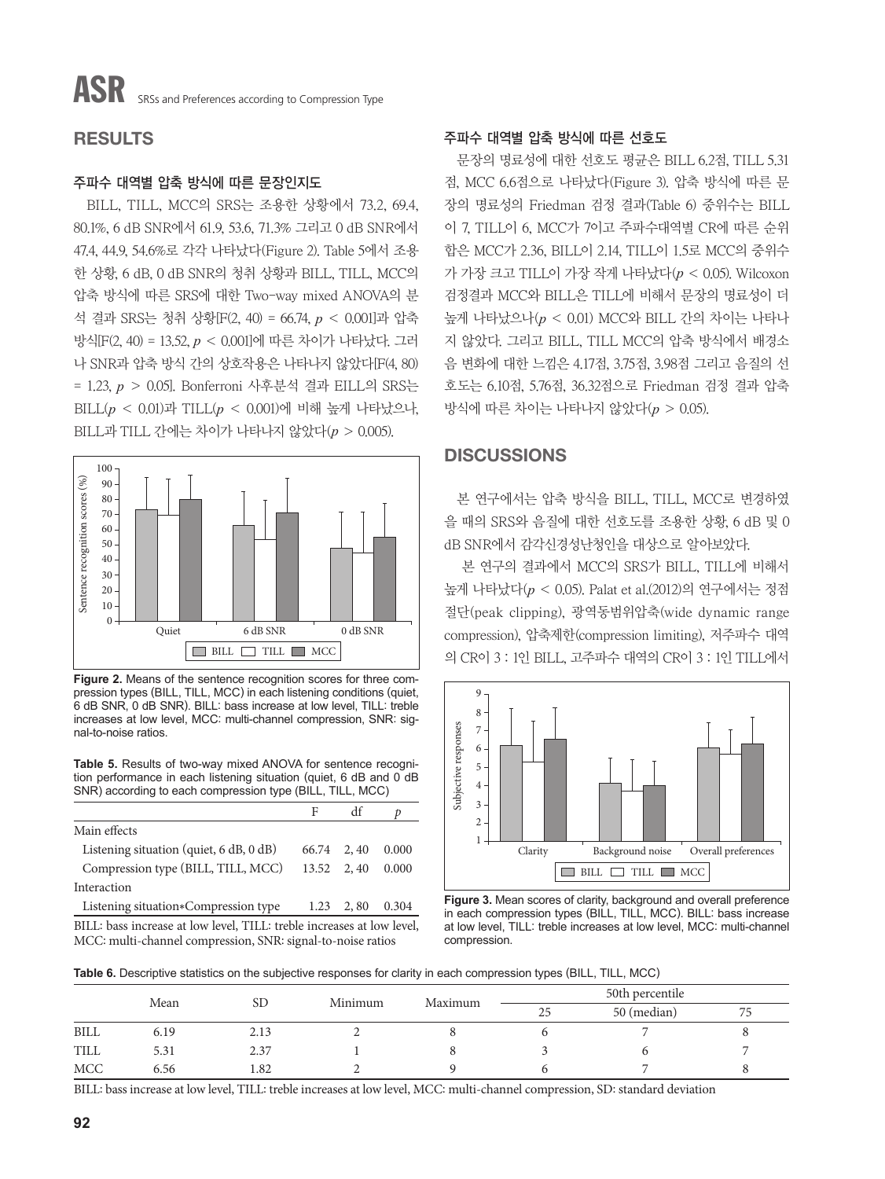## RESULTS

### 주파수 대역별 압축 방식에 따른 문장인지도

BILL, TILL, MCC의 SRS는 조용한 상황에서 73.2, 69.4, 80.1%, 6 dB SNR에서 61.9, 53.6, 71.3% 그리고 0 dB SNR에서 47.4, 44.9, 54.6%로 각각 나타났다(Figure 2). Table 5에서 조용한 상황, 6 dB, 0 dB SNR의 청취 상황과 BILL, TILL, MCC의 압축 방식에 따른 SRS에 대한 Two-way mixed ANOVA의 분석 결과 SRS는 청취 상황[F(2, 40) = 66.74, $p < 0.001$]과 압축 방식[F(2, 40) = 13.52, $p < 0.001$]에 따른 차이가 나타났다. 그러나 SNR과 압축 방식 간의 상호작용은 나타나지 않았다[F(4, 80) = 1.23, $p > 0.05$]. Bonferroni 사후분석 결과 EILL의 SRS는 BILL($p < 0.01$)과 TILL($p < 0.001$)에 비해 높게 나타났으나, BILL과 TILL 간에는 차이가 나타나지 않았다($p > 0.005$).

**Figure 2.** Means of the sentence recognition scores for three compression types (BILL, TILL, MCC) in each listening conditions (quiet, 6 dB SNR, 0 dB SNR). BILL: bass increase at low level, TILL: treble increases at low level, MCC: multi-channel compression, SNR: signal-to-noise ratios.

**Table 5.** Results of two-way mixed ANOVA for sentence recognition performance in each listening situation (quiet, 6 dB and 0 dB SNR) according to each compression type (BILL, TILL, MCC)

| | F | df | *p* |
|---|---|---|---|
| Main effects | | | |
| Listening situation (quiet, 6 dB, 0 dB) | 66.74 | 2, 40 | 0.000 |
| Compression type (BILL, TILL, MCC) | 13.52 | 2, 40 | 0.000 |
| Interaction | | | |
| Listening situation*Compression type | 1.23 | 2, 80 | 0.304 |

BILL: bass increase at low level, TILL: treble increases at low level, MCC: multi-channel compression, SNR: signal-to-noise ratios

### 주파수 대역별 압축 방식에 따른 선호도

문장의 명료성에 대한 선호도 평균은 BILL 6.2점, TILL 5.31점, MCC 6.6점으로 나타났다(Figure 3). 압축 방식에 따른 문장의 명료성의 Friedman 검정 결과(Table 6) 중위수는 BILL이 7, TILL이 6, MCC가 7이고 주파수대역별 CR에 따른 순위합은 MCC가 2.36, BILL이 2.14, TILL이 1.5로 MCC의 중위수가 가장 크고 TILL이 가장 작게 나타났다($p < 0.05$). Wilcoxon 검정결과 MCC와 BILL은 TILL에 비해서 문장의 명료성이 더 높게 나타났으나($p < 0.01$) MCC와 BILL 간의 차이는 나타나지 않았다. 그리고 BILL, TILL MCC의 압축 방식에서 배경소음 변화에 대한 느낌은 4.17점, 3.75점, 3.98점 그리고 음질의 선호도는 6.10점, 5.76점, 36.32점으로 Friedman 검정 결과 압축 방식에 따른 차이는 나타나지 않았다($p > 0.05$).

## DISCUSSIONS

본 연구에서는 압축 방식을 BILL, TILL, MCC로 변경하였을 때의 SRS와 음질에 대한 선호도를 조용한 상황, 6 dB 및 0 dB SNR에서 감각신경성난청인을 대상으로 알아보았다.

본 연구의 결과에서 MCC의 SRS가 BILL, TILL에 비해서 높게 나타났다($p < 0.05$). Palat et al.(2012)의 연구에서는 정점절단(peak clipping), 광역동범위압축(wide dynamic range compression), 압축제한(compression limiting), 저주파수 대역의 CR이 3 : 1인 BILL, 고주파수 대역의 CR이 3 : 1인 TILL에서

**Figure 3.** Mean scores of clarity, background and overall preference in each compression types (BILL, TILL, MCC). BILL: bass increase at low level, TILL: treble increases at low level, MCC: multi-channel compression.

**Table 6.** Descriptive statistics on the subjective responses for clarity in each compression types (BILL, TILL, MCC)

| | Mean | SD | Minimum | Maximum | 50th percentile | | |
|---|---|---|---|---|---|---|---|
| | | | | | 25 | 50 (median) | 75 |
| BILL | 6.19 | 2.13 | 2 | 8 | 6 | 7 | 8 |
| TILL | 5.31 | 2.37 | 1 | 8 | 3 | 6 | 7 |
| MCC | 6.56 | 1.82 | 2 | 9 | 6 | 7 | 8 |

BILL: bass increase at low level, TILL: treble increases at low level, MCC: multi-channel compression, SD: standard deviation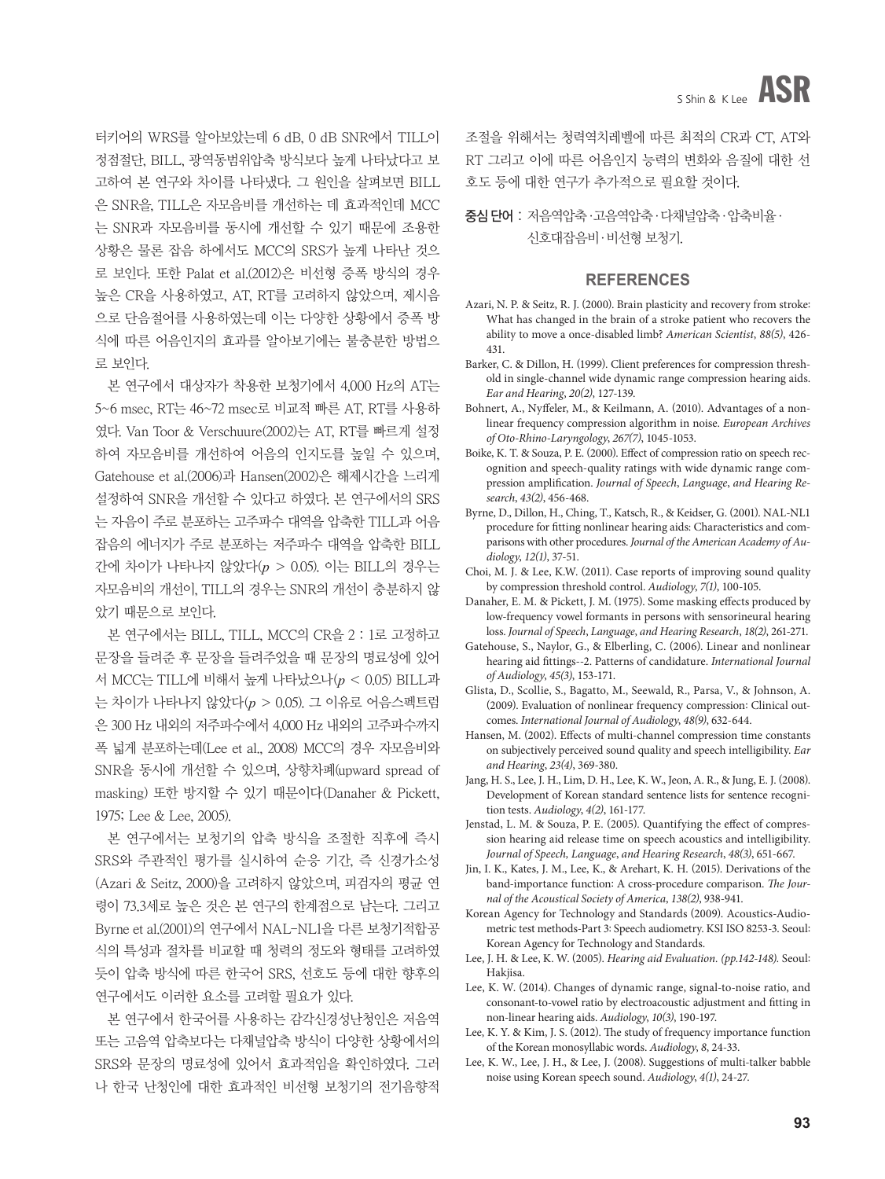터키어의 WRS를 알아보았는데 6 dB, 0 dB SNR에서 TILL이 정점절단, BILL, 광역동범위압축 방식보다 높게 나타났다고 보고하여 본 연구와 차이를 나타냈다. 그 원인을 살펴보면 BILL은 SNR을, TILL은 자모음비를 개선하는 데 효과적인데 MCC는 SNR과 자모음비를 동시에 개선할 수 있기 때문에 조용한 상황은 물론 잡음 하에서도 MCC의 SRS가 높게 나타난 것으로 보인다. 또한 Palat et al.(2012)은 비선형 증폭 방식의 경우 높은 CR을 사용하였고, AT, RT를 고려하지 않았으며, 제시음으로 단음절어를 사용하였는데 이는 다양한 상황에서 증폭 방식에 따른 어음인지의 효과를 알아보기에는 불충분한 방법으로 보인다.

본 연구에서 대상자가 착용한 보청기에서 4,000 Hz의 AT는 5~6 msec, RT는 46~72 msec로 비교적 빠른 AT, RT를 사용하였다. Van Toor & Verschuure(2002)는 AT, RT를 빠르게 설정하여 자모음비를 개선하여 어음의 인지도를 높일 수 있으며, Gatehouse et al.(2006)과 Hansen(2002)은 해제시간을 느리게 설정하여 SNR을 개선할 수 있다고 하였다. 본 연구에서의 SRS는 자음이 주로 분포하는 고주파수 대역을 압축한 TILL과 어음잡음의 에너지가 주로 분포하는 저주파수 대역을 압축한 BILL 간에 차이가 나타나지 않았다($p > 0.05$). 이는 BILL의 경우는 자모음비의 개선이, TILL의 경우는 SNR의 개선이 충분하지 않았기 때문으로 보인다.

본 연구에서는 BILL, TILL, MCC의 CR을 2 : 1로 고정하고 문장을 들려준 후 문장을 들려주었을 때 문장의 명료성에 있어서 MCC는 TILL에 비해서 높게 나타났으나($p < 0.05$) BILL과는 차이가 나타나지 않았다($p > 0.05$). 그 이유로 어음스펙트럼은 300 Hz 내외의 저주파수에서 4,000 Hz 내외의 고주파수까지 폭 넓게 분포하는데(Lee et al., 2008) MCC의 경우 자모음비와 SNR을 동시에 개선할 수 있으며, 상향차폐(upward spread of masking) 또한 방지할 수 있기 때문이다(Danaher & Pickett, 1975; Lee & Lee, 2005).

본 연구에서는 보청기의 압축 방식을 조절한 직후에 즉시 SRS와 주관적인 평가를 실시하여 순응 기간, 즉 신경가소성(Azari & Seitz, 2000)을 고려하지 않았으며, 피검자의 평균 연령이 73.3세로 높은 것은 본 연구의 한계점으로 남는다. 그리고 Byrne et al.(2001)의 연구에서 NAL-NL1을 다른 보청기적합공식의 특성과 절차를 비교할 때 청력의 정도와 형태를 고려하였듯이 압축 방식에 따른 한국어 SRS, 선호도 등에 대한 향후의 연구에서도 이러한 요소를 고려할 필요가 있다.

본 연구에서 한국어를 사용하는 감각신경성난청인은 저음역 또는 고음역 압축보다는 다채널압축 방식이 다양한 상황에서의 SRS와 문장의 명료성에 있어서 효과적임을 확인하였다. 그러나 한국 난청인에 대한 효과적인 비선형 보청기의 전기음향적 조절을 위해서는 청력역치레벨에 따른 최적의 CR과 CT, AT와 RT 그리고 이에 따른 어음인지 능력의 변화와 음질에 대한 선호도 등에 대한 연구가 추가적으로 필요할 것이다.

**중심 단어** : 저음역압축·고음역압축·다채널압축·압축비율·신호대잡음비·비선형 보청기.

## REFERENCES

Azari, N. P. & Seitz, R. J. (2000). Brain plasticity and recovery from stroke: What has changed in the brain of a stroke patient who recovers the ability to move a once-disabled limb? *American Scientist*, *88(5)*, 426-431.

Barker, C. & Dillon, H. (1999). Client preferences for compression threshold in single-channel wide dynamic range compression hearing aids. *Ear and Hearing*, *20(2)*, 127-139.

Bohnert, A., Nyffeler, M., & Keilmann, A. (2010). Advantages of a non-linear frequency compression algorithm in noise. *European Archives of Oto-Rhino-Laryngology*, *267(7)*, 1045-1053.

Boike, K. T. & Souza, P. E. (2000). Effect of compression ratio on speech recognition and speech-quality ratings with wide dynamic range compression amplification. *Journal of Speech, Language, and Hearing Research*, *43(2)*, 456-468.

Byrne, D., Dillon, H., Ching, T., Katsch, R., & Keidser, G. (2001). NAL-NL1 procedure for fitting nonlinear hearing aids: Characteristics and comparisons with other procedures. *Journal of the American Academy of Audiology*, *12(1)*, 37-51.

Choi, M. J. & Lee, K.W. (2011). Case reports of improving sound quality by compression threshold control. *Audiology*, *7(1)*, 100-105.

Danaher, E. M. & Pickett, J. M. (1975). Some masking effects produced by low-frequency vowel formants in persons with sensorineural hearing loss. *Journal of Speech, Language, and Hearing Research*, *18(2)*, 261-271.

Gatehouse, S., Naylor, G., & Elberling, C. (2006). Linear and nonlinear hearing aid fittings--2. Patterns of candidature. *International Journal of Audiology*, *45(3)*, 153-171.

Glista, D., Scollie, S., Bagatto, M., Seewald, R., Parsa, V., & Johnson, A. (2009). Evaluation of nonlinear frequency compression: Clinical outcomes. *International Journal of Audiology*, *48(9)*, 632-644.

Hansen, M. (2002). Effects of multi-channel compression time constants on subjectively perceived sound quality and speech intelligibility. *Ear and Hearing*, *23(4)*, 369-380.

Jang, H. S., Lee, J. H., Lim, D. H., Lee, K. W., Jeon, A. R., & Jung, E. J. (2008). Development of Korean standard sentence lists for sentence recognition tests. *Audiology*, *4(2)*, 161-177.

Jenstad, L. M. & Souza, P. E. (2005). Quantifying the effect of compression hearing aid release time on speech acoustics and intelligibility. *Journal of Speech, Language, and Hearing Research*, *48(3)*, 651-667.

Jin, I. K., Kates, J. M., Lee, K., & Arehart, K. H. (2015). Derivations of the band-importance function: A cross-procedure comparison. *The Journal of the Acoustical Society of America*, *138(2)*, 938-941.

Korean Agency for Technology and Standards (2009). Acoustics-Audiometric test methods-Part 3: Speech audiometry. KSI ISO 8253-3. Seoul: Korean Agency for Technology and Standards.

Lee, J. H. & Lee, K. W. (2005). *Hearing aid Evaluation. (pp.142-148)*. Seoul: Hakjisa.

Lee, K. W. (2014). Changes of dynamic range, signal-to-noise ratio, and consonant-to-vowel ratio by electroacoustic adjustment and fitting in non-linear hearing aids. *Audiology*, *10(3)*, 190-197.

Lee, K. Y. & Kim, J. S. (2012). The study of frequency importance function of the Korean monosyllabic words. *Audiology*, *8*, 24-33.

Lee, K. W., Lee, J. H., & Lee, J. (2008). Suggestions of multi-talker babble noise using Korean speech sound. *Audiology*, *4(1)*, 24-27.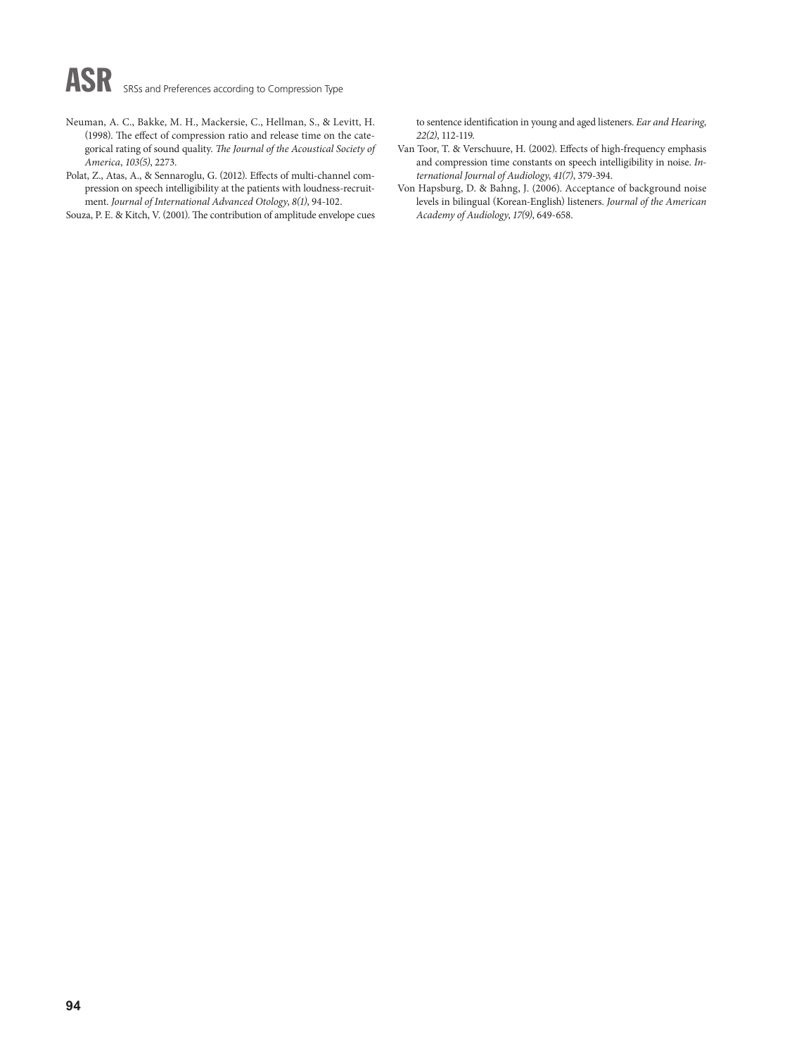Neuman, A. C., Bakke, M. H., Mackersie, C., Hellman, S., & Levitt, H. (1998). The effect of compression ratio and release time on the categorical rating of sound quality. *The Journal of the Acoustical Society of America*, *103(5)*, 2273.

Polat, Z., Atas, A., & Sennaroglu, G. (2012). Effects of multi-channel compression on speech intelligibility at the patients with loudness-recruitment. *Journal of International Advanced Otology*, *8(1)*, 94-102.

Souza, P. E. & Kitch, V. (2001). The contribution of amplitude envelope cues to sentence identification in young and aged listeners. *Ear and Hearing*, *22(2)*, 112-119.

Van Toor, T. & Verschuure, H. (2002). Effects of high-frequency emphasis and compression time constants on speech intelligibility in noise. *International Journal of Audiology*, *41(7)*, 379-394.

Von Hapsburg, D. & Bahng, J. (2006). Acceptance of background noise levels in bilingual (Korean-English) listeners. *Journal of the American Academy of Audiology*, *17(9)*, 649-658.